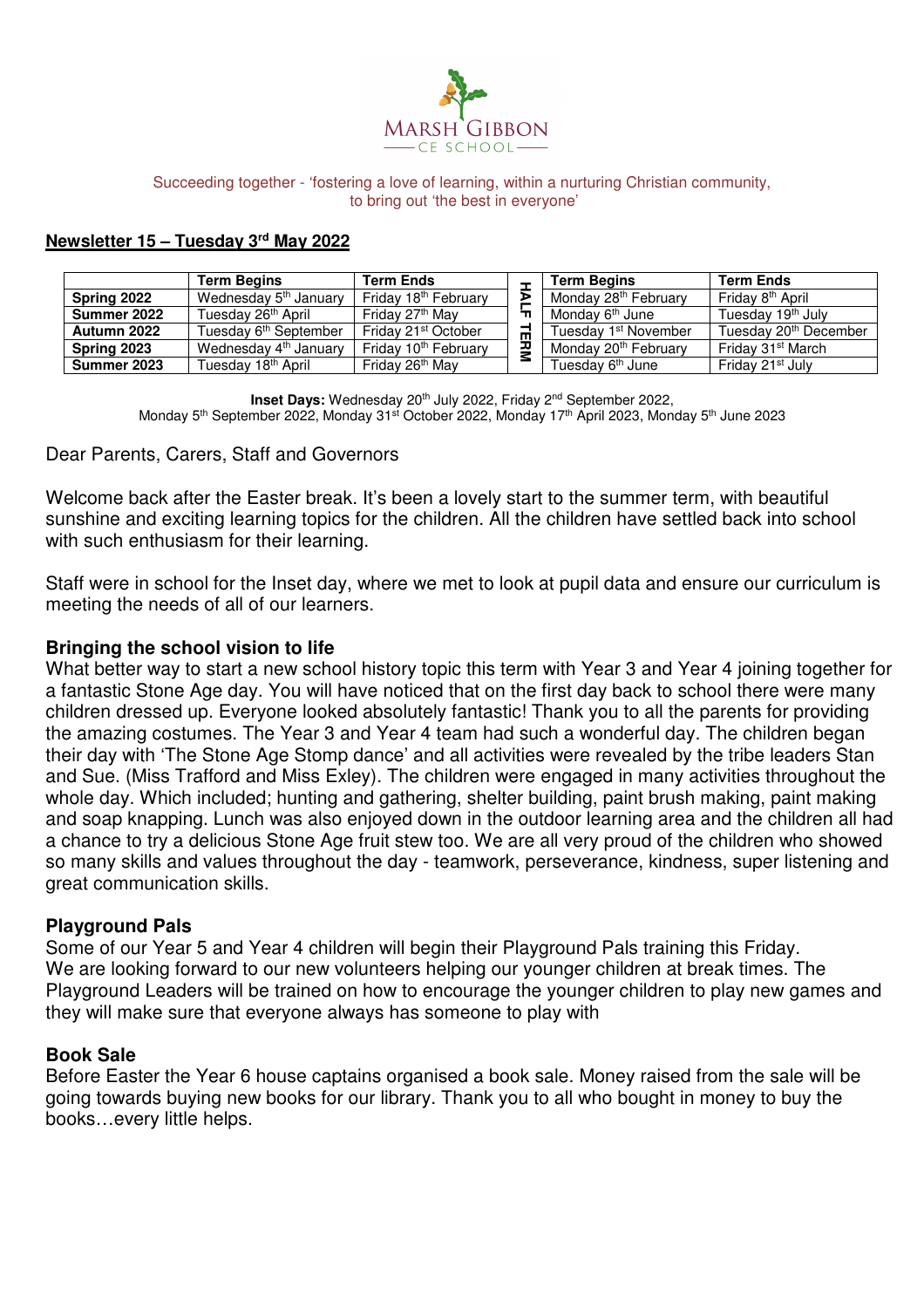MARSH GIBBON
CE SCHOOL

Succeeding together - 'fostering a love of learning, within a nurturing Christian community, to bring out 'the best in everyone'

**Newsletter 15 – Tuesday 3rd May 2022**

| | Term Begins | Term Ends | HALF TERM | Term Begins | Term Ends |
|---|---|---|---|---|---|
| **Spring 2022** | Wednesday 5th January | Friday 18th February | | Monday 28th February | Friday 8th April |
| **Summer 2022** | Tuesday 26th April | Friday 27th May | | Monday 6th June | Tuesday 19th July |
| **Autumn 2022** | Tuesday 6th September | Friday 21st October | | Tuesday 1st November | Tuesday 20th December |
| **Spring 2023** | Wednesday 4th January | Friday 10th February | | Monday 20th February | Friday 31st March |
| **Summer 2023** | Tuesday 18th April | Friday 26th May | | Tuesday 6th June | Friday 21st July |

**Inset Days:** Wednesday 20th July 2022, Friday 2nd September 2022, Monday 5th September 2022, Monday 31st October 2022, Monday 17th April 2023, Monday 5th June 2023

Dear Parents, Carers, Staff and Governors

Welcome back after the Easter break. It's been a lovely start to the summer term, with beautiful sunshine and exciting learning topics for the children. All the children have settled back into school with such enthusiasm for their learning.

Staff were in school for the Inset day, where we met to look at pupil data and ensure our curriculum is meeting the needs of all of our learners.

### Bringing the school vision to life

What better way to start a new school history topic this term with Year 3 and Year 4 joining together for a fantastic Stone Age day. You will have noticed that on the first day back to school there were many children dressed up. Everyone looked absolutely fantastic! Thank you to all the parents for providing the amazing costumes. The Year 3 and Year 4 team had such a wonderful day. The children began their day with 'The Stone Age Stomp dance' and all activities were revealed by the tribe leaders Stan and Sue. (Miss Trafford and Miss Exley). The children were engaged in many activities throughout the whole day. Which included; hunting and gathering, shelter building, paint brush making, paint making and soap knapping. Lunch was also enjoyed down in the outdoor learning area and the children all had a chance to try a delicious Stone Age fruit stew too. We are all very proud of the children who showed so many skills and values throughout the day - teamwork, perseverance, kindness, super listening and great communication skills.

### Playground Pals

Some of our Year 5 and Year 4 children will begin their Playground Pals training this Friday. We are looking forward to our new volunteers helping our younger children at break times. The Playground Leaders will be trained on how to encourage the younger children to play new games and they will make sure that everyone always has someone to play with

### Book Sale

Before Easter the Year 6 house captains organised a book sale. Money raised from the sale will be going towards buying new books for our library. Thank you to all who bought in money to buy the books…every little helps.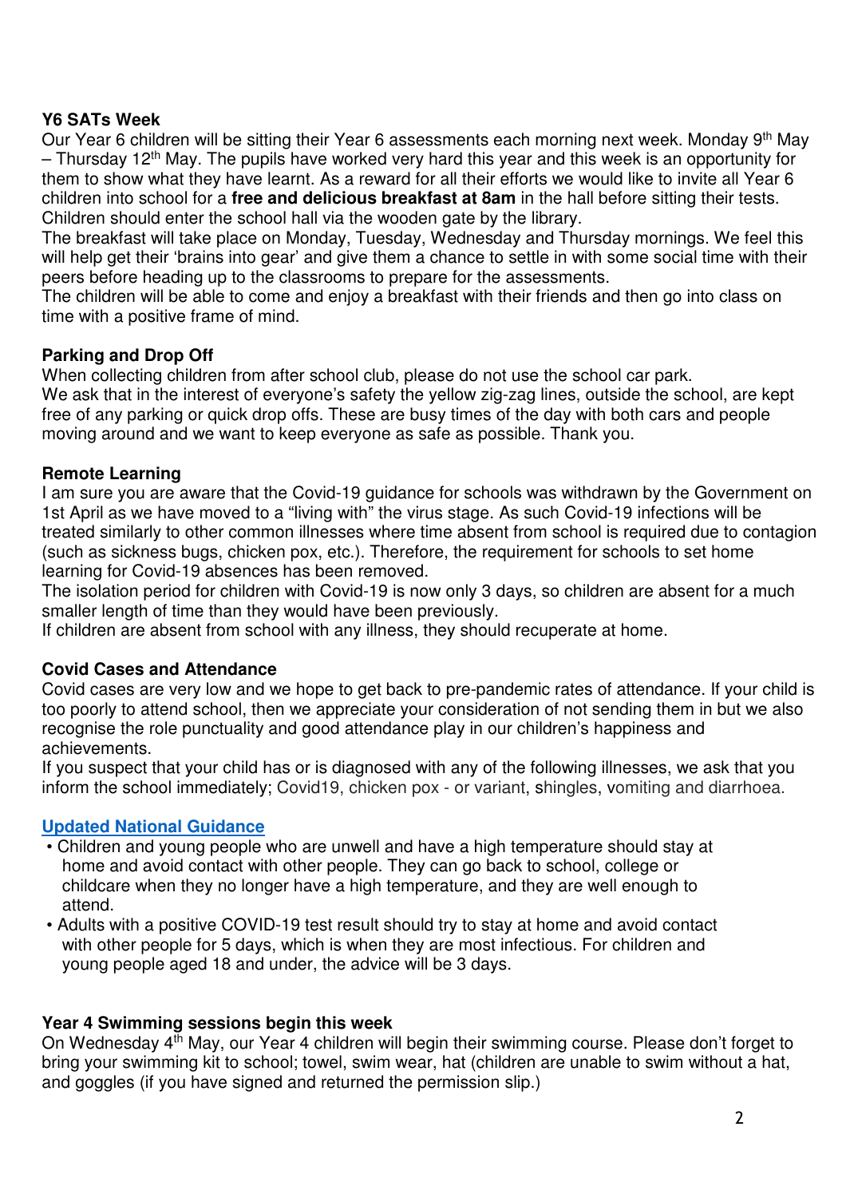**Y6 SATs Week**

Our Year 6 children will be sitting their Year 6 assessments each morning next week. Monday 9th May – Thursday 12th May. The pupils have worked very hard this year and this week is an opportunity for them to show what they have learnt. As a reward for all their efforts we would like to invite all Year 6 children into school for a **free and delicious breakfast at 8am** in the hall before sitting their tests. Children should enter the school hall via the wooden gate by the library.

The breakfast will take place on Monday, Tuesday, Wednesday and Thursday mornings. We feel this will help get their 'brains into gear' and give them a chance to settle in with some social time with their peers before heading up to the classrooms to prepare for the assessments.

The children will be able to come and enjoy a breakfast with their friends and then go into class on time with a positive frame of mind.

**Parking and Drop Off**

When collecting children from after school club, please do not use the school car park.

We ask that in the interest of everyone's safety the yellow zig-zag lines, outside the school, are kept free of any parking or quick drop offs. These are busy times of the day with both cars and people moving around and we want to keep everyone as safe as possible. Thank you.

**Remote Learning**

I am sure you are aware that the Covid-19 guidance for schools was withdrawn by the Government on 1st April as we have moved to a "living with" the virus stage. As such Covid-19 infections will be treated similarly to other common illnesses where time absent from school is required due to contagion (such as sickness bugs, chicken pox, etc.). Therefore, the requirement for schools to set home learning for Covid-19 absences has been removed.

The isolation period for children with Covid-19 is now only 3 days, so children are absent for a much smaller length of time than they would have been previously.

If children are absent from school with any illness, they should recuperate at home.

**Covid Cases and Attendance**

Covid cases are very low and we hope to get back to pre-pandemic rates of attendance. If your child is too poorly to attend school, then we appreciate your consideration of not sending them in but we also recognise the role punctuality and good attendance play in our children's happiness and achievements.

If you suspect that your child has or is diagnosed with any of the following illnesses, we ask that you inform the school immediately; Covid19, chicken pox - or variant, shingles, vomiting and diarrhoea.

**Updated National Guidance**

- Children and young people who are unwell and have a high temperature should stay at home and avoid contact with other people. They can go back to school, college or childcare when they no longer have a high temperature, and they are well enough to attend.
- Adults with a positive COVID-19 test result should try to stay at home and avoid contact with other people for 5 days, which is when they are most infectious. For children and young people aged 18 and under, the advice will be 3 days.

**Year 4 Swimming sessions begin this week**

On Wednesday 4th May, our Year 4 children will begin their swimming course. Please don't forget to bring your swimming kit to school; towel, swim wear, hat (children are unable to swim without a hat, and goggles (if you have signed and returned the permission slip.)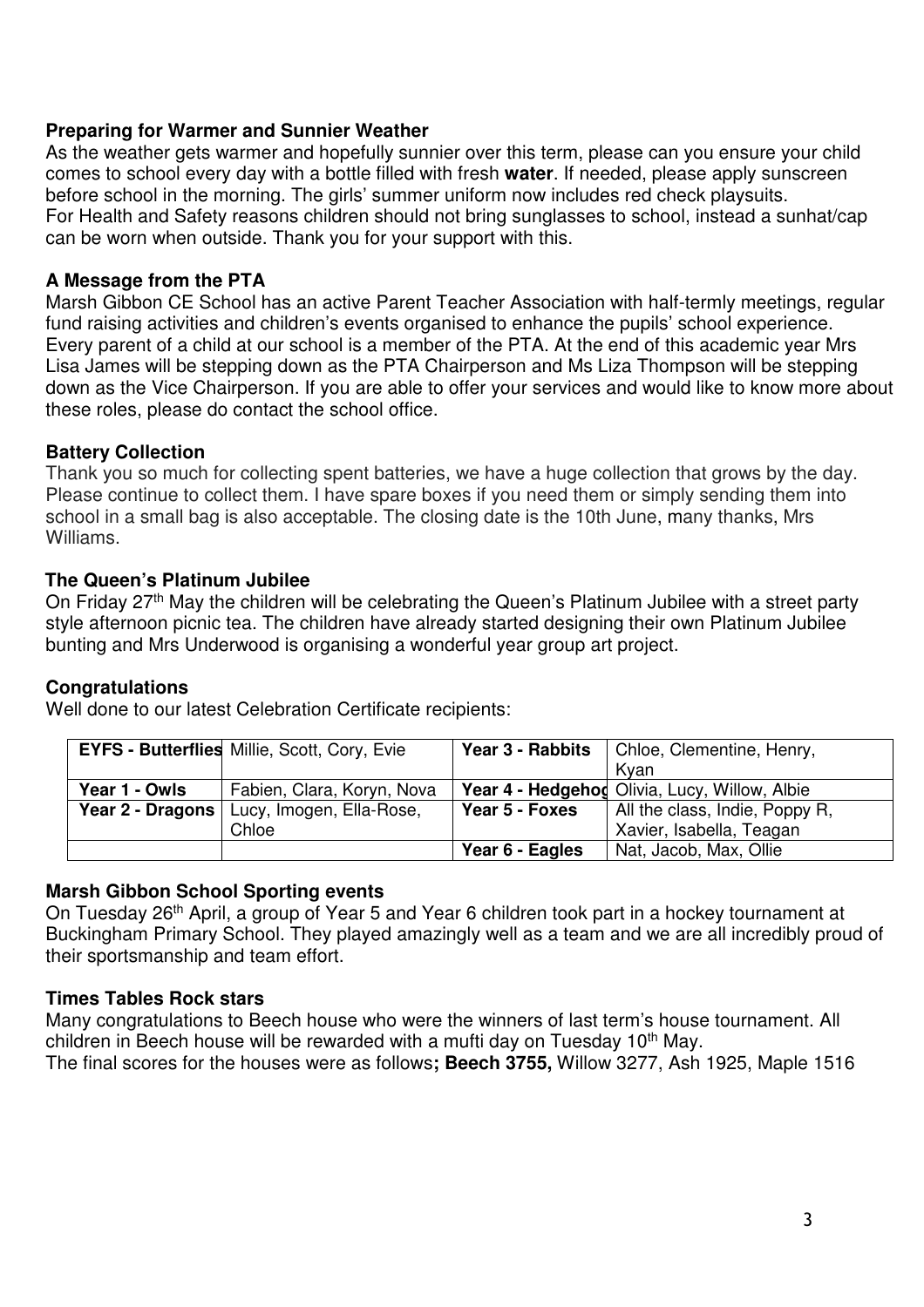**Preparing for Warmer and Sunnier Weather**

As the weather gets warmer and hopefully sunnier over this term, please can you ensure your child comes to school every day with a bottle filled with fresh **water**. If needed, please apply sunscreen before school in the morning. The girls' summer uniform now includes red check playsuits.
For Health and Safety reasons children should not bring sunglasses to school, instead a sunhat/cap can be worn when outside. Thank you for your support with this.

**A Message from the PTA**

Marsh Gibbon CE School has an active Parent Teacher Association with half-termly meetings, regular fund raising activities and children's events organised to enhance the pupils' school experience. Every parent of a child at our school is a member of the PTA. At the end of this academic year Mrs Lisa James will be stepping down as the PTA Chairperson and Ms Liza Thompson will be stepping down as the Vice Chairperson. If you are able to offer your services and would like to know more about these roles, please do contact the school office.

**Battery Collection**

Thank you so much for collecting spent batteries, we have a huge collection that grows by the day. Please continue to collect them. I have spare boxes if you need them or simply sending them into school in a small bag is also acceptable. The closing date is the 10th June, many thanks, Mrs Williams.

**The Queen's Platinum Jubilee**

On Friday 27th May the children will be celebrating the Queen's Platinum Jubilee with a street party style afternoon picnic tea. The children have already started designing their own Platinum Jubilee bunting and Mrs Underwood is organising a wonderful year group art project.

**Congratulations**

Well done to our latest Celebration Certificate recipients:

| **EYFS - Butterflies** | Millie, Scott, Cory, Evie | **Year 3 - Rabbits** | Chloe, Clementine, Henry, Kyan |
|---|---|---|---|
| **Year 1 - Owls** | Fabien, Clara, Koryn, Nova | **Year 4 - Hedgehog** | Olivia, Lucy, Willow, Albie |
| **Year 2 - Dragons** | Lucy, Imogen, Ella-Rose, Chloe | **Year 5 - Foxes** | All the class, Indie, Poppy R, Xavier, Isabella, Teagan |
| | | **Year 6 - Eagles** | Nat, Jacob, Max, Ollie |

**Marsh Gibbon School Sporting events**

On Tuesday 26th April, a group of Year 5 and Year 6 children took part in a hockey tournament at Buckingham Primary School. They played amazingly well as a team and we are all incredibly proud of their sportsmanship and team effort.

**Times Tables Rock stars**

Many congratulations to Beech house who were the winners of last term's house tournament. All children in Beech house will be rewarded with a mufti day on Tuesday 10th May.
The final scores for the houses were as follows**; Beech 3755,** Willow 3277, Ash 1925, Maple 1516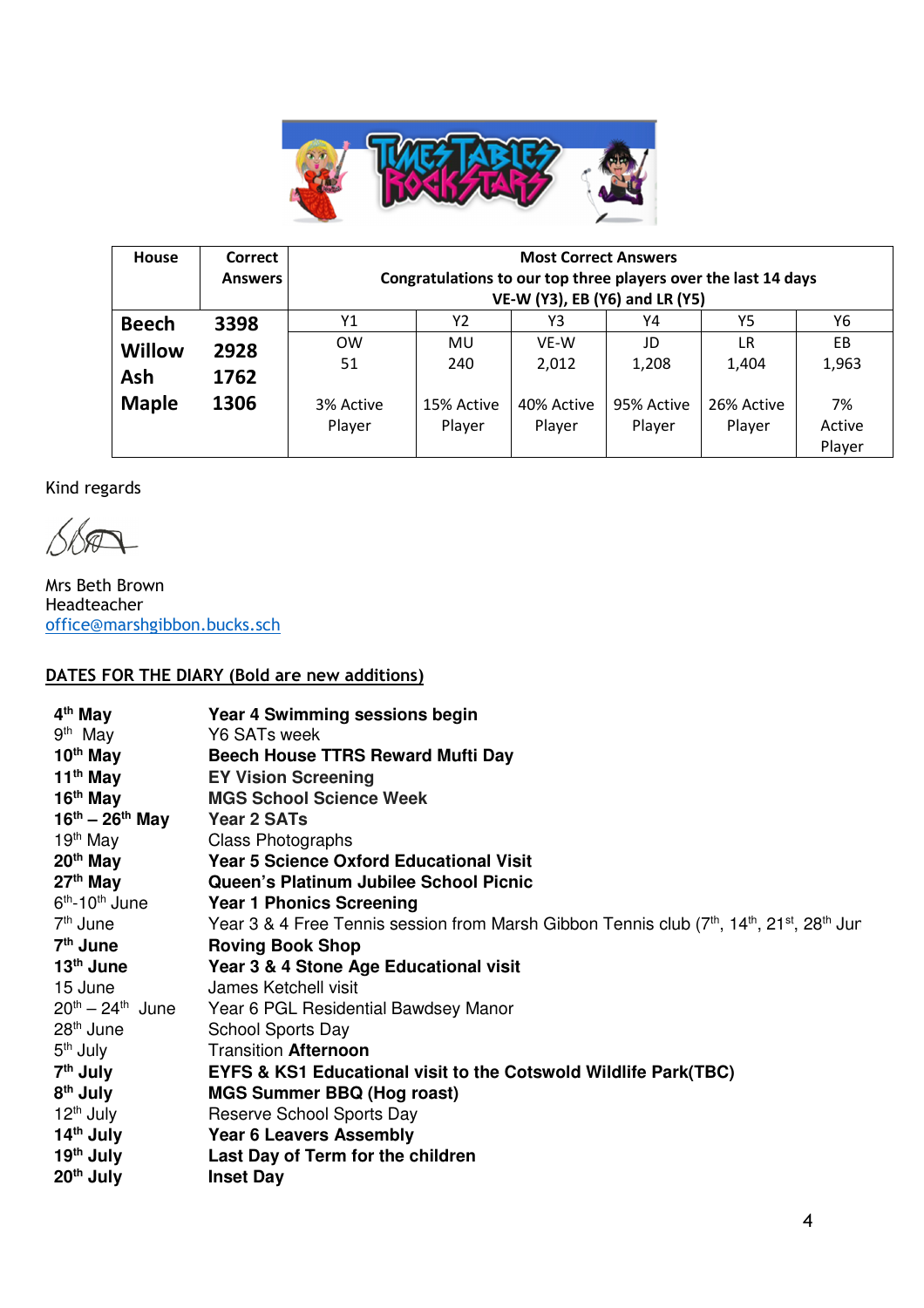| House | Correct Answers | Most Correct Answers Congratulations to our top three players over the last 14 days VE-W (Y3), EB (Y6) and LR (Y5) | | | | | |
|---|---|---|---|---|---|---|---|
| | | Y1 | Y2 | Y3 | Y4 | Y5 | Y6 |
| **Beech** | **3398** | OW 51 | MU 240 | VE-W 2,012 | JD 1,208 | LR 1,404 | EB 1,963 |
| **Willow** | **2928** | | | | | | |
| **Ash** | **1762** | | | | | | |
| **Maple** | **1306** | 3% Active Player | 15% Active Player | 40% Active Player | 95% Active Player | 26% Active Player | 7% Active Player |

Kind regards

Mrs Beth Brown
Headteacher
office@marshgibbon.bucks.sch

## DATES FOR THE DIARY (Bold are new additions)

| | |
|---|---|
| **4th May** | **Year 4 Swimming sessions begin** |
| 9th May | Y6 SATs week |
| **10th May** | **Beech House TTRS Reward Mufti Day** |
| **11th May** | **EY Vision Screening** |
| **16th May** | **MGS School Science Week** |
| **16th – 26th May** | **Year 2 SATs** |
| 19th May | Class Photographs |
| **20th May** | **Year 5 Science Oxford Educational Visit** |
| **27th May** | **Queen's Platinum Jubilee School Picnic** |
| 6th-10th June | **Year 1 Phonics Screening** |
| 7th June | Year 3 & 4 Free Tennis session from Marsh Gibbon Tennis club (7th, 14th, 21st, 28th Jur |
| **7th June** | **Roving Book Shop** |
| **13th June** | **Year 3 & 4 Stone Age Educational visit** |
| 15 June | James Ketchell visit |
| 20th – 24th June | Year 6 PGL Residential Bawdsey Manor |
| 28th June | School Sports Day |
| 5th July | Transition **Afternoon** |
| **7th July** | **EYFS & KS1 Educational visit to the Cotswold Wildlife Park(TBC)** |
| **8th July** | **MGS Summer BBQ (Hog roast)** |
| 12th July | Reserve School Sports Day |
| **14th July** | **Year 6 Leavers Assembly** |
| **19th July** | **Last Day of Term for the children** |
| **20th July** | **Inset Day** |